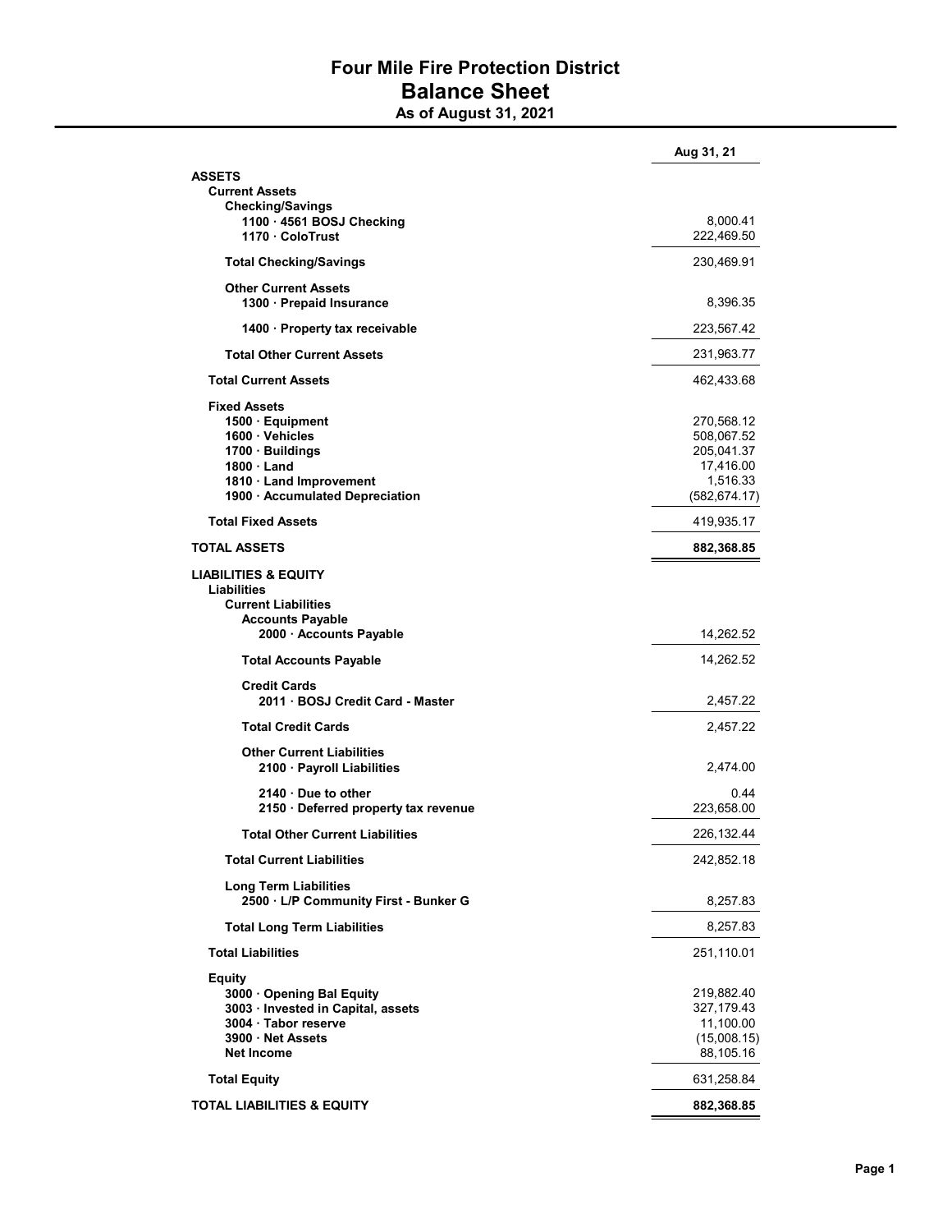# Four Mile Fire Protection District
## Balance Sheet
### As of August 31, 2021

| | Aug 31, 21 |
|---|---|
| **ASSETS** | |
| **Current Assets** | |
| **Checking/Savings** | |
| **1100 · 4561 BOSJ Checking** | 8,000.41 |
| **1170 · ColoTrust** | 222,469.50 |
| **Total Checking/Savings** | 230,469.91 |
| **Other Current Assets** | |
| **1300 · Prepaid Insurance** | 8,396.35 |
| **1400 · Property tax receivable** | 223,567.42 |
| **Total Other Current Assets** | 231,963.77 |
| **Total Current Assets** | 462,433.68 |
| **Fixed Assets** | |
| **1500 · Equipment** | 270,568.12 |
| **1600 · Vehicles** | 508,067.52 |
| **1700 · Buildings** | 205,041.37 |
| **1800 · Land** | 17,416.00 |
| **1810 · Land Improvement** | 1,516.33 |
| **1900 · Accumulated Depreciation** | (582,674.17) |
| **Total Fixed Assets** | 419,935.17 |
| **TOTAL ASSETS** | **882,368.85** |
| **LIABILITIES & EQUITY** | |
| **Liabilities** | |
| **Current Liabilities** | |
| **Accounts Payable** | |
| **2000 · Accounts Payable** | 14,262.52 |
| **Total Accounts Payable** | 14,262.52 |
| **Credit Cards** | |
| **2011 · BOSJ Credit Card - Master** | 2,457.22 |
| **Total Credit Cards** | 2,457.22 |
| **Other Current Liabilities** | |
| **2100 · Payroll Liabilities** | 2,474.00 |
| **2140 · Due to other** | 0.44 |
| **2150 · Deferred property tax revenue** | 223,658.00 |
| **Total Other Current Liabilities** | 226,132.44 |
| **Total Current Liabilities** | 242,852.18 |
| **Long Term Liabilities** | |
| **2500 · L/P Community First - Bunker G** | 8,257.83 |
| **Total Long Term Liabilities** | 8,257.83 |
| **Total Liabilities** | 251,110.01 |
| **Equity** | |
| **3000 · Opening Bal Equity** | 219,882.40 |
| **3003 · Invested in Capital, assets** | 327,179.43 |
| **3004 · Tabor reserve** | 11,100.00 |
| **3900 · Net Assets** | (15,008.15) |
| **Net Income** | 88,105.16 |
| **Total Equity** | 631,258.84 |
| **TOTAL LIABILITIES & EQUITY** | **882,368.85** |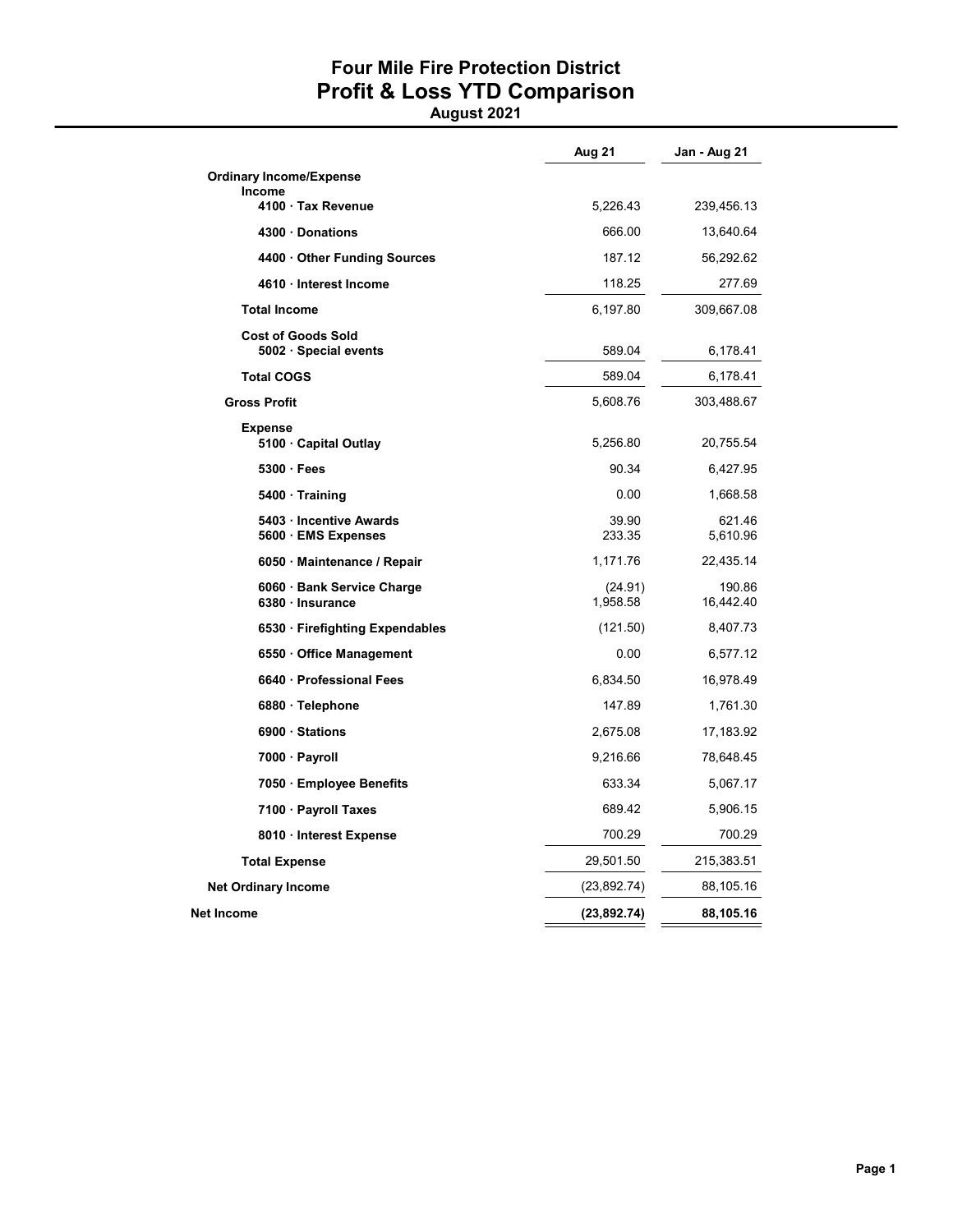# Four Mile Fire Protection District

## Profit & Loss YTD Comparison

### August 2021

| | Aug 21 | Jan - Aug 21 |
|---|---|---|
| **Ordinary Income/Expense** | | |
| **Income** | | |
| **4100 · Tax Revenue** | 5,226.43 | 239,456.13 |
| **4300 · Donations** | 666.00 | 13,640.64 |
| **4400 · Other Funding Sources** | 187.12 | 56,292.62 |
| **4610 · Interest Income** | 118.25 | 277.69 |
| **Total Income** | 6,197.80 | 309,667.08 |
| **Cost of Goods Sold** | | |
| **5002 · Special events** | 589.04 | 6,178.41 |
| **Total COGS** | 589.04 | 6,178.41 |
| **Gross Profit** | 5,608.76 | 303,488.67 |
| **Expense** | | |
| **5100 · Capital Outlay** | 5,256.80 | 20,755.54 |
| **5300 · Fees** | 90.34 | 6,427.95 |
| **5400 · Training** | 0.00 | 1,668.58 |
| **5403 · Incentive Awards** | 39.90 | 621.46 |
| **5600 · EMS Expenses** | 233.35 | 5,610.96 |
| **6050 · Maintenance / Repair** | 1,171.76 | 22,435.14 |
| **6060 · Bank Service Charge** | (24.91) | 190.86 |
| **6380 · Insurance** | 1,958.58 | 16,442.40 |
| **6530 · Firefighting Expendables** | (121.50) | 8,407.73 |
| **6550 · Office Management** | 0.00 | 6,577.12 |
| **6640 · Professional Fees** | 6,834.50 | 16,978.49 |
| **6880 · Telephone** | 147.89 | 1,761.30 |
| **6900 · Stations** | 2,675.08 | 17,183.92 |
| **7000 · Payroll** | 9,216.66 | 78,648.45 |
| **7050 · Employee Benefits** | 633.34 | 5,067.17 |
| **7100 · Payroll Taxes** | 689.42 | 5,906.15 |
| **8010 · Interest Expense** | 700.29 | 700.29 |
| **Total Expense** | 29,501.50 | 215,383.51 |
| **Net Ordinary Income** | (23,892.74) | 88,105.16 |
| **Net Income** | **(23,892.74)** | **88,105.16** |